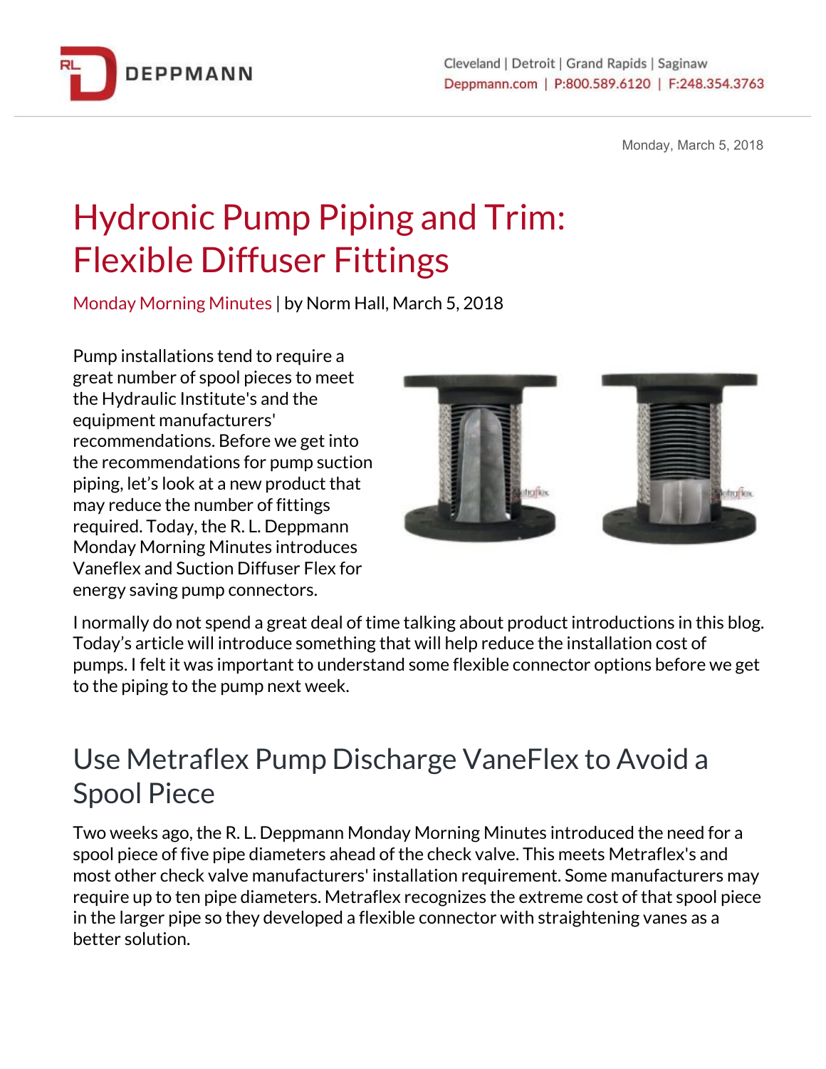# Hydronic Pump Piping and Trim: Flexible Diffuser Fittings

Monday Morning Minutes | by Norm Hall, March 5, 2018

Pump installations tend to require a great number of spool pieces to meet the Hydraulic Institute's and the equipment manufacturers' recommendations. Before we get into the recommendations for pump suction piping, let's look at a new product that may reduce the number of fittings required. Today, the R. L. Deppmann Monday Morning Minutes introduces Vaneflex and Suction Diffuser Flex for energy saving pump connectors.

I normally do not spend a great deal of time talking about product introductions in this blog. Today's article will introduce something that will help reduce the installation cost of pumps. I felt it was important to understand some flexible connector options before we get to the piping to the pump next week.

## Use Metraflex Pump Discharge VaneFlex to Avoid a Spool Piece

Two weeks ago, the R. L. Deppmann Monday Morning Minutes introduced the need for a spool piece of five pipe diameters ahead of the check valve. This meets Metraflex's and most other check valve manufacturers' installation requirement. Some manufacturers may require up to ten pipe diameters. Metraflex recognizes the extreme cost of that spool piece in the larger pipe so they developed a flexible connector with straightening vanes as a better solution.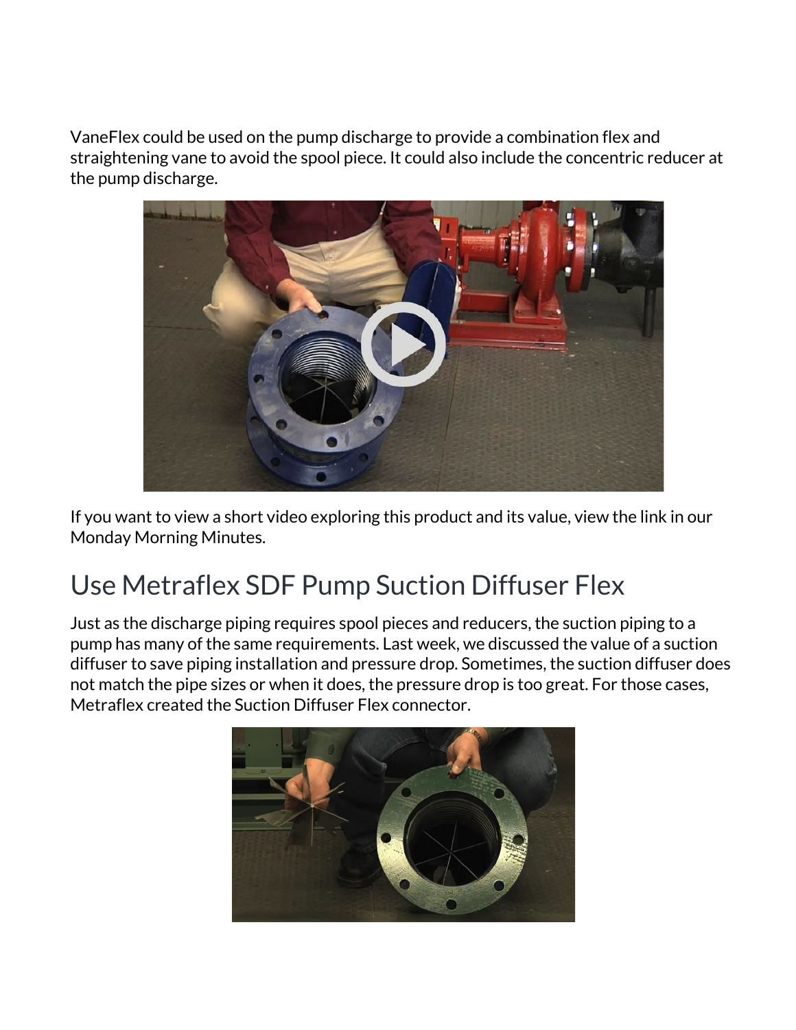VaneFlex could be used on the pump discharge to provide a combination flex and straightening vane to avoid the spool piece. It could also include the concentric reducer at the pump discharge.

If you want to view a short video exploring this product and its value, view the link in our Monday Morning Minutes.

## Use Metraflex SDF Pump Suction Diffuser Flex

Just as the discharge piping requires spool pieces and reducers, the suction piping to a pump has many of the same requirements. Last week, we discussed the value of a suction diffuser to save piping installation and pressure drop. Sometimes, the suction diffuser does not match the pipe sizes or when it does, the pressure drop is too great. For those cases, Metraflex created the Suction Diffuser Flex connector.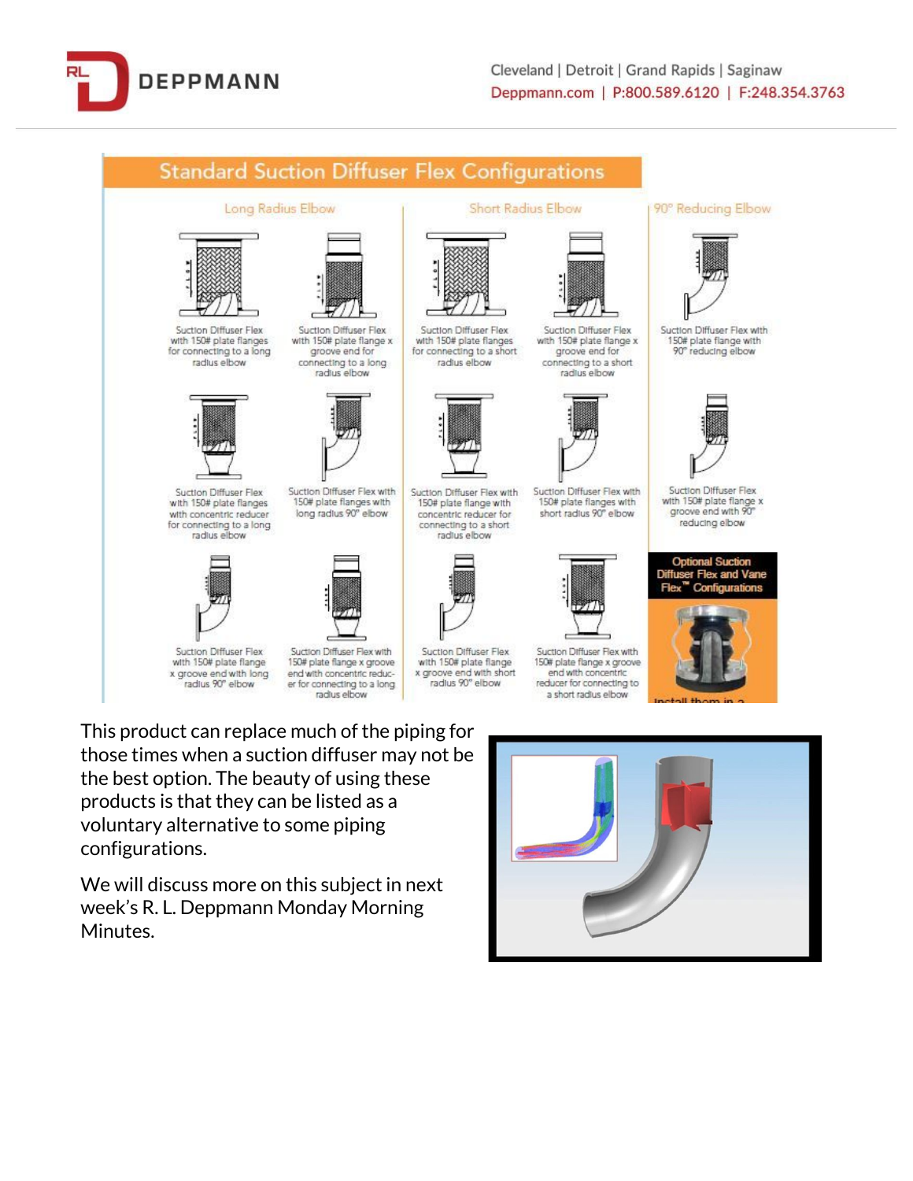## Standard Suction Diffuser Flex Configurations

### Long Radius Elbow

Suction Diffuser Flex with 150# plate flanges for connecting to a long radius elbow

Suction Diffuser Flex with 150# plate flange x groove end for connecting to a long radius elbow

Suction Diffuser Flex with 150# plate flanges with concentric reducer for connecting to a long radius elbow

Suction Diffuser Flex with 150# plate flanges with long radius 90° elbow

Suction Diffuser Flex with 150# plate flange x groove end with long radius 90° elbow

Suction Diffuser Flex with 150# plate flange x groove end with concentric reducer for connecting to a long radius elbow

### Short Radius Elbow

Suction Diffuser Flex with 150# plate flanges for connecting to a short radius elbow

Suction Diffuser Flex with 150# plate flange x groove end for connecting to a short radius elbow

Suction Diffuser Flex with 150# plate flange with concentric reducer for connecting to a short radius elbow

Suction Diffuser Flex with 150# plate flanges with short radius 90° elbow

Suction Diffuser Flex with 150# plate flange x groove end with short radius 90° elbow

Suction Diffuser Flex with 150# plate flange x groove end with concentric reducer for connecting to a short radius elbow

### 90° Reducing Elbow

Suction Diffuser Flex with 150# plate flange with 90° reducing elbow

Suction Diffuser Flex with 150# plate flange x groove end with 90° reducing elbow

**Optional Suction Diffuser Flex and Vane Flex™ Configurations**

Install them in a

This product can replace much of the piping for those times when a suction diffuser may not be the best option. The beauty of using these products is that they can be listed as a voluntary alternative to some piping configurations.

We will discuss more on this subject in next week's R. L. Deppmann Monday Morning Minutes.